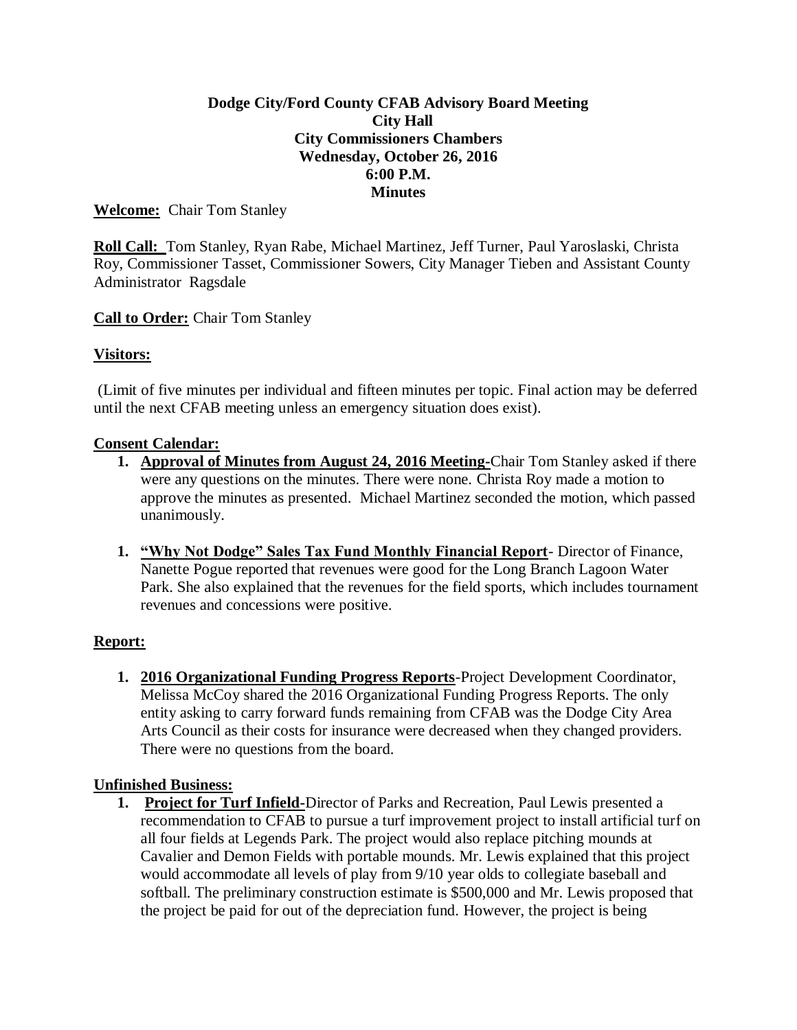**Dodge City/Ford County CFAB Advisory Board Meeting**
**City Hall**
**City Commissioners Chambers**
**Wednesday, October 26, 2016**
**6:00 P.M.**
**Minutes**

**Welcome:** Chair Tom Stanley

**Roll Call:** Tom Stanley, Ryan Rabe, Michael Martinez, Jeff Turner, Paul Yaroslaski, Christa Roy, Commissioner Tasset, Commissioner Sowers, City Manager Tieben and Assistant County Administrator Ragsdale

**Call to Order:** Chair Tom Stanley

**Visitors:**

(Limit of five minutes per individual and fifteen minutes per topic. Final action may be deferred until the next CFAB meeting unless an emergency situation does exist).

**Consent Calendar:**

1. **Approval of Minutes from August 24, 2016 Meeting-**Chair Tom Stanley asked if there were any questions on the minutes. There were none. Christa Roy made a motion to approve the minutes as presented. Michael Martinez seconded the motion, which passed unanimously.

1. **"Why Not Dodge" Sales Tax Fund Monthly Financial Report**- Director of Finance, Nanette Pogue reported that revenues were good for the Long Branch Lagoon Water Park. She also explained that the revenues for the field sports, which includes tournament revenues and concessions were positive.

**Report:**

1. **2016 Organizational Funding Progress Reports**-Project Development Coordinator, Melissa McCoy shared the 2016 Organizational Funding Progress Reports. The only entity asking to carry forward funds remaining from CFAB was the Dodge City Area Arts Council as their costs for insurance were decreased when they changed providers. There were no questions from the board.

**Unfinished Business:**

1. **Project for Turf Infield-**Director of Parks and Recreation, Paul Lewis presented a recommendation to CFAB to pursue a turf improvement project to install artificial turf on all four fields at Legends Park. The project would also replace pitching mounds at Cavalier and Demon Fields with portable mounds. Mr. Lewis explained that this project would accommodate all levels of play from 9/10 year olds to collegiate baseball and softball. The preliminary construction estimate is $500,000 and Mr. Lewis proposed that the project be paid for out of the depreciation fund. However, the project is being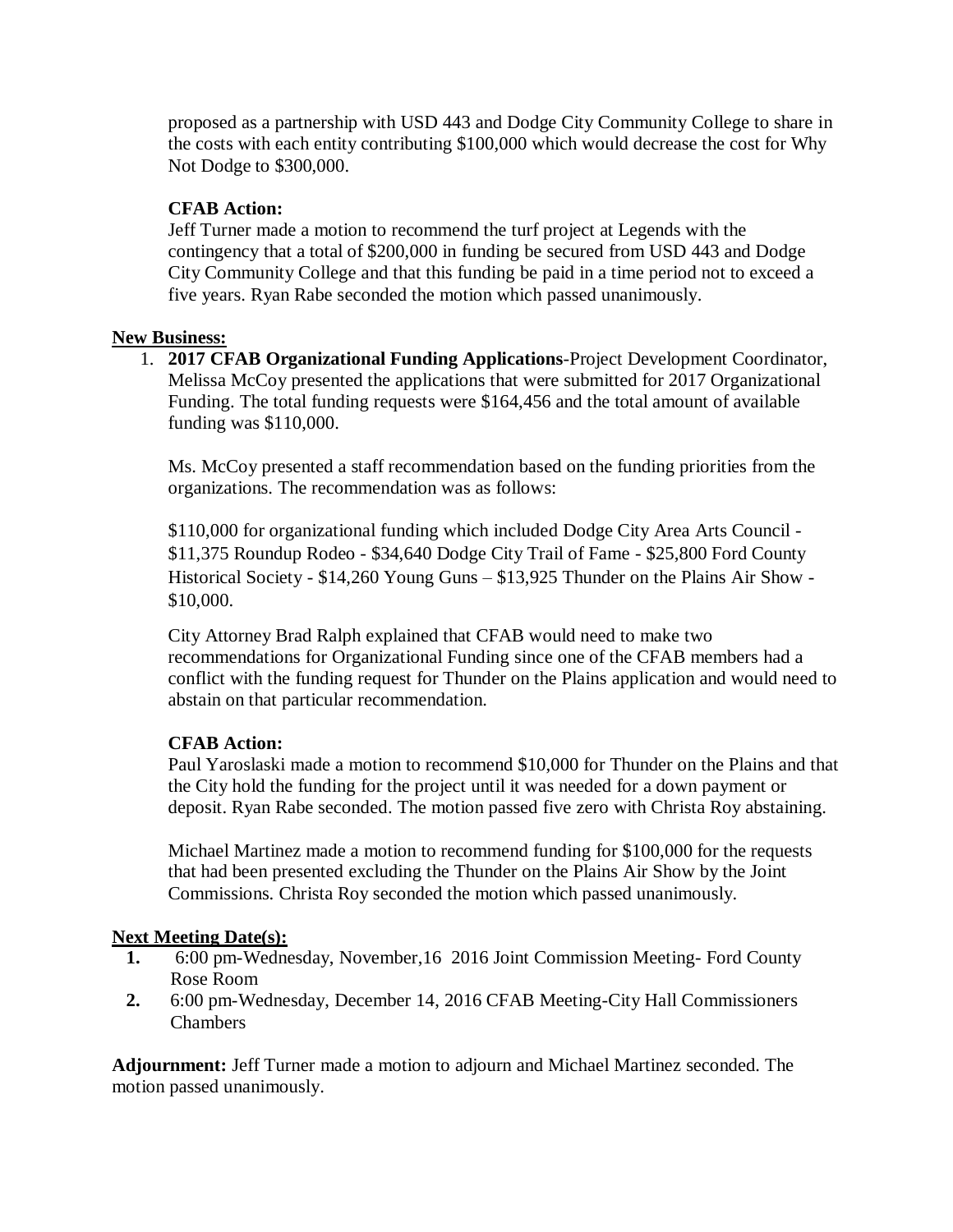proposed as a partnership with USD 443 and Dodge City Community College to share in the costs with each entity contributing $100,000 which would decrease the cost for Why Not Dodge to $300,000.

**CFAB Action:**
Jeff Turner made a motion to recommend the turf project at Legends with the contingency that a total of $200,000 in funding be secured from USD 443 and Dodge City Community College and that this funding be paid in a time period not to exceed a five years. Ryan Rabe seconded the motion which passed unanimously.

**New Business:**

1. **2017 CFAB Organizational Funding Applications**-Project Development Coordinator, Melissa McCoy presented the applications that were submitted for 2017 Organizational Funding. The total funding requests were $164,456 and the total amount of available funding was $110,000.

   Ms. McCoy presented a staff recommendation based on the funding priorities from the organizations. The recommendation was as follows:

   $110,000 for organizational funding which included Dodge City Area Arts Council - $11,375 Roundup Rodeo - $34,640 Dodge City Trail of Fame - $25,800 Ford County Historical Society - $14,260 Young Guns – $13,925 Thunder on the Plains Air Show - $10,000.

   City Attorney Brad Ralph explained that CFAB would need to make two recommendations for Organizational Funding since one of the CFAB members had a conflict with the funding request for Thunder on the Plains application and would need to abstain on that particular recommendation.

   **CFAB Action:**
   Paul Yaroslaski made a motion to recommend $10,000 for Thunder on the Plains and that the City hold the funding for the project until it was needed for a down payment or deposit. Ryan Rabe seconded. The motion passed five zero with Christa Roy abstaining.

   Michael Martinez made a motion to recommend funding for $100,000 for the requests that had been presented excluding the Thunder on the Plains Air Show by the Joint Commissions. Christa Roy seconded the motion which passed unanimously.

**Next Meeting Date(s):**

1. 6:00 pm-Wednesday, November,16 2016 Joint Commission Meeting- Ford County Rose Room
2. 6:00 pm-Wednesday, December 14, 2016 CFAB Meeting-City Hall Commissioners Chambers

**Adjournment:** Jeff Turner made a motion to adjourn and Michael Martinez seconded. The motion passed unanimously.